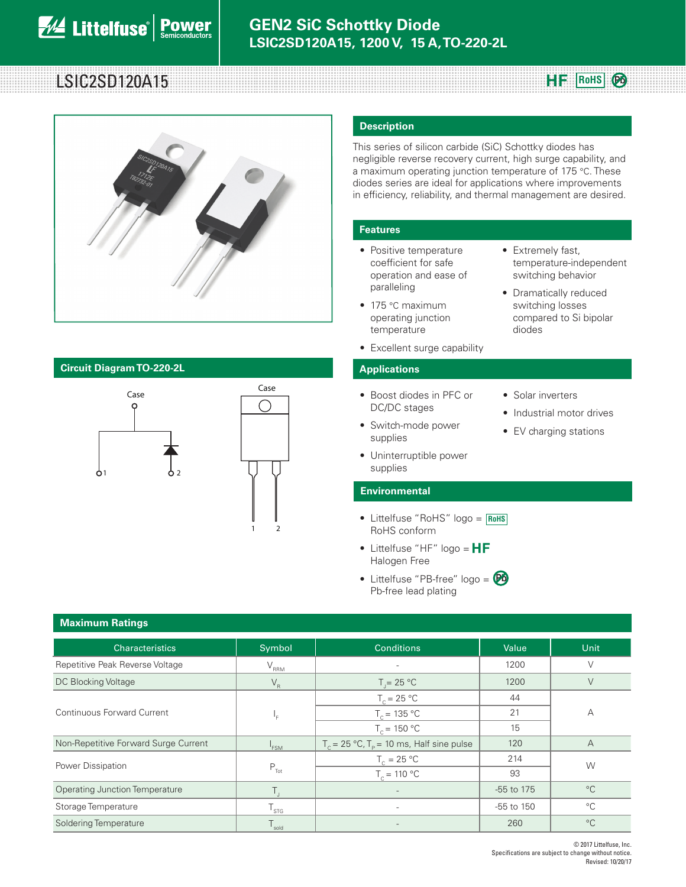# GEN2 SiC Schottky Diode

**LSIC2SD120A15, 1200 V, 15 A, TO-220-2L**

## LSIC2SD120A15

HF RoHS Pb

## Description

This series of silicon carbide (SiC) Schottky diodes has negligible reverse recovery current, high surge capability, and a maximum operating junction temperature of 175 °C. These diodes series are ideal for applications where improvements in efficiency, reliability, and thermal management are desired.

## Features

- Positive temperature coefficient for safe operation and ease of paralleling
- 175 °C maximum operating junction temperature
- Excellent surge capability
- Extremely fast, temperature-independent switching behavior
- Dramatically reduced switching losses compared to Si bipolar diodes

## Circuit Diagram TO-220-2L

Case

1 2

## Applications

- Boost diodes in PFC or DC/DC stages
- Switch-mode power supplies
- Uninterruptible power supplies
- Solar inverters
- Industrial motor drives
- EV charging stations

## Environmental

- Littelfuse "RoHS" logo = RoHS conform
- Littelfuse "HF" logo = HF Halogen Free
- Littelfuse "PB-free" logo = Pb-free lead plating

## Maximum Ratings

| Characteristics | Symbol | Conditions | Value | Unit |
|---|---|---|---|---|
| Repetitive Peak Reverse Voltage | $V_{RRM}$ | - | 1200 | V |
| DC Blocking Voltage | $V_R$ | $T_J$ = 25 °C | 1200 | V |
| Continuous Forward Current | $I_F$ | $T_C$ = 25 °C | 44 | A |
| | | $T_C$ = 135 °C | 21 | |
| | | $T_C$ = 150 °C | 15 | |
| Non-Repetitive Forward Surge Current | $I_{FSM}$ | $T_C$ = 25 °C, $T_P$ = 10 ms, Half sine pulse | 120 | A |
| Power Dissipation | $P_{Tot}$ | $T_C$ = 25 °C | 214 | W |
| | | $T_C$ = 110 °C | 93 | |
| Operating Junction Temperature | $T_J$ | - | -55 to 175 | °C |
| Storage Temperature | $T_{STG}$ | - | -55 to 150 | °C |
| Soldering Temperature | $T_{sold}$ | - | 260 | °C |

© 2017 Littelfuse, Inc.
Specifications are subject to change without notice.
Revised: 10/20/17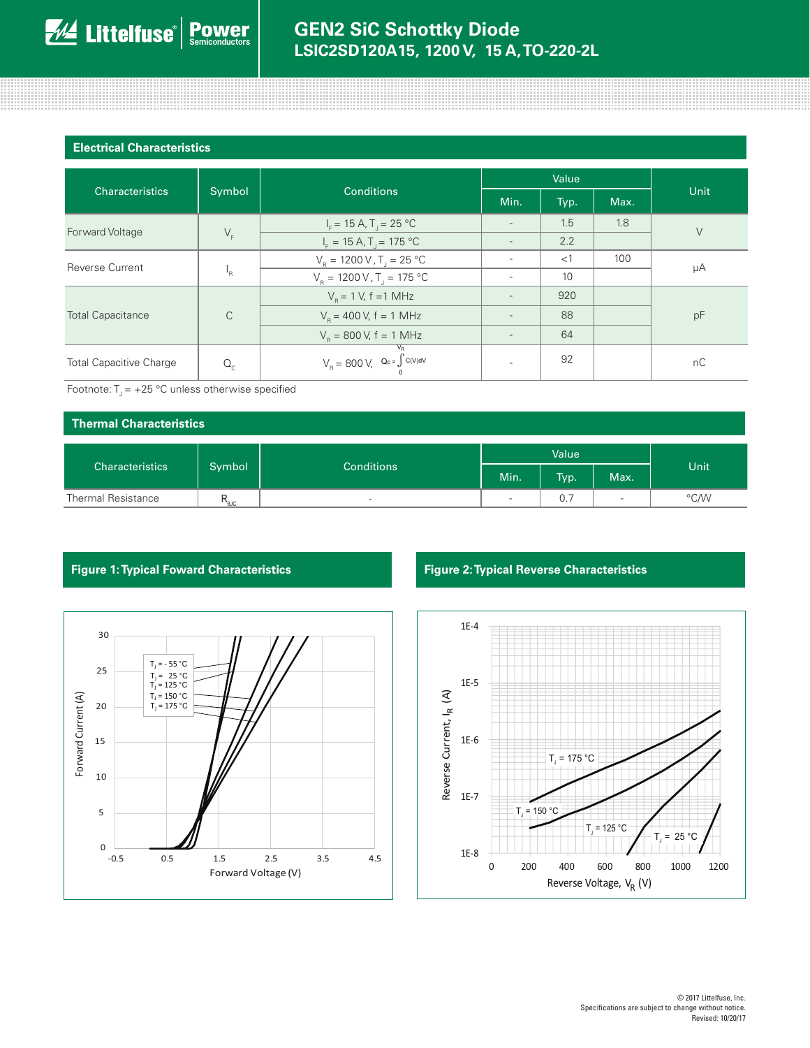## Electrical Characteristics

| Characteristics | Symbol | Conditions | Value | | | Unit |
|---|---|---|---|---|---|---|
| | | | Min. | Typ. | Max. | |
| Forward Voltage | $V_F$ | $I_F$ = 15 A, $T_J$ = 25 °C | - | 1.5 | 1.8 | V |
| | | $I_F$ = 15 A, $T_J$ = 175 °C | - | 2.2 | | |
| Reverse Current | $I_R$ | $V_R$ = 1200 V, $T_J$ = 25 °C | - | <1 | 100 | μA |
| | | $V_R$ = 1200 V, $T_J$ = 175 °C | - | 10 | | |
| Total Capacitance | C | $V_R$ = 1 V, f =1 MHz | - | 920 | | pF |
| | | $V_R$ = 400 V, f = 1 MHz | - | 88 | | |
| | | $V_R$ = 800 V, f = 1 MHz | - | 64 | | |
| Total Capacitive Charge | $Q_C$ | $V_R$ = 800 V, $Q_C = \int_0^{V_R} C(V)dV$ | - | 92 | | nC |

Footnote: $T_J$ = +25 °C unless otherwise specified

## Thermal Characteristics

| Characteristics | Symbol | Conditions | Value | | | Unit |
|---|---|---|---|---|---|---|
| | | | Min. | Typ. | Max. | |
| Thermal Resistance | $R_{\theta JC}$ | - | - | 0.7 | - | °C/W |

## Figure 1: Typical Foward Characteristics

## Figure 2: Typical Reverse Characteristics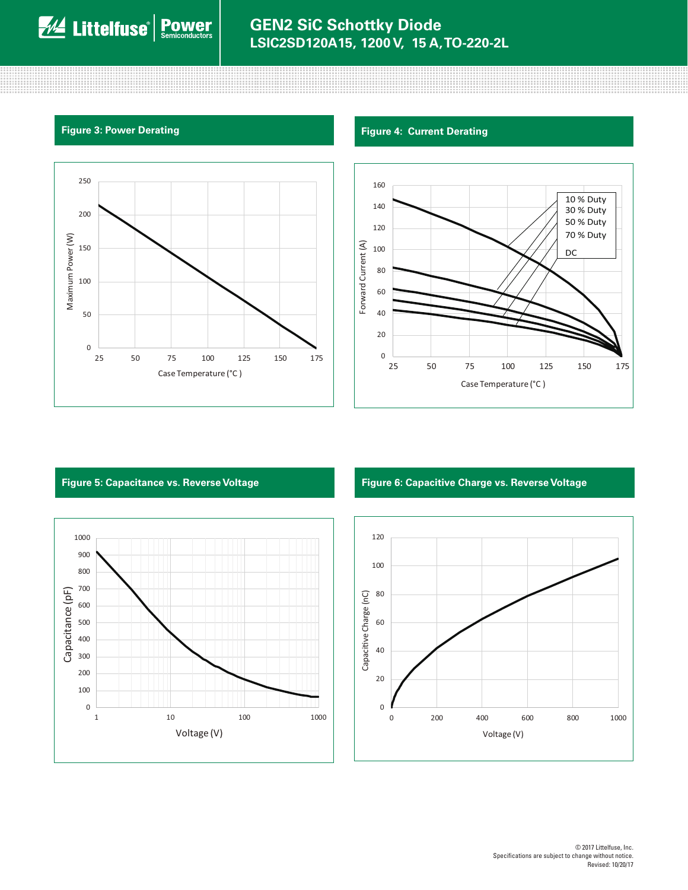## Figure 3: Power Derating

Maximum Power (W)

Case Temperature (°C )

## Figure 4: Current Derating

Forward Current (A)

Case Temperature (°C )

10 % Duty
30 % Duty
50 % Duty
70 % Duty
DC

## Figure 5: Capacitance vs. Reverse Voltage

Capacitance (pF)

Voltage (V)

## Figure 6: Capacitive Charge vs. Reverse Voltage

Capacitive Charge (nC)

Voltage (V)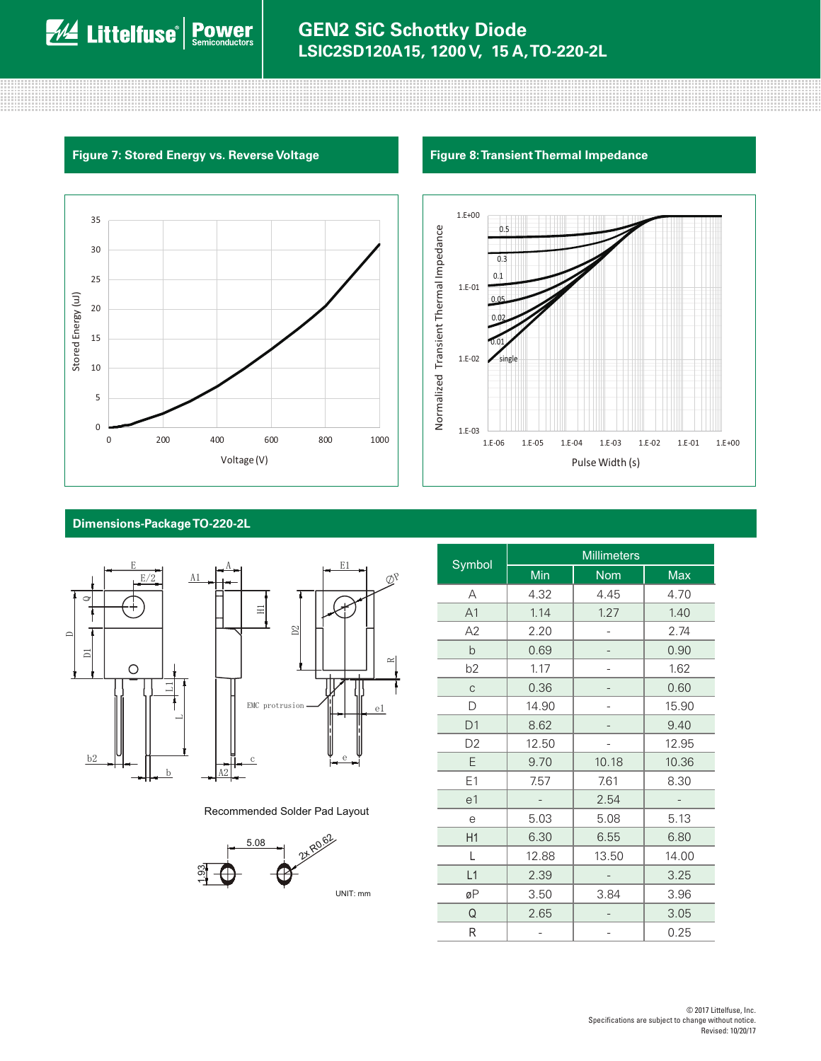### Figure 7: Stored Energy vs. Reverse Voltage

### Figure 8: Transient Thermal Impedance

### Dimensions-Package TO-220-2L

Recommended Solder Pad Layout

UNIT: mm

| Symbol | Millimeters | | |
|---|---|---|---|
| | Min | Nom | Max |
| A | 4.32 | 4.45 | 4.70 |
| A1 | 1.14 | 1.27 | 1.40 |
| A2 | 2.20 | - | 2.74 |
| b | 0.69 | - | 0.90 |
| b2 | 1.17 | - | 1.62 |
| c | 0.36 | - | 0.60 |
| D | 14.90 | - | 15.90 |
| D1 | 8.62 | - | 9.40 |
| D2 | 12.50 | - | 12.95 |
| E | 9.70 | 10.18 | 10.36 |
| E1 | 7.57 | 7.61 | 8.30 |
| e1 | - | 2.54 | - |
| e | 5.03 | 5.08 | 5.13 |
| H1 | 6.30 | 6.55 | 6.80 |
| L | 12.88 | 13.50 | 14.00 |
| L1 | 2.39 | - | 3.25 |
| øP | 3.50 | 3.84 | 3.96 |
| Q | 2.65 | - | 3.05 |
| R | - | - | 0.25 |

© 2017 Littelfuse, Inc.
Specifications are subject to change without notice.
Revised: 10/20/17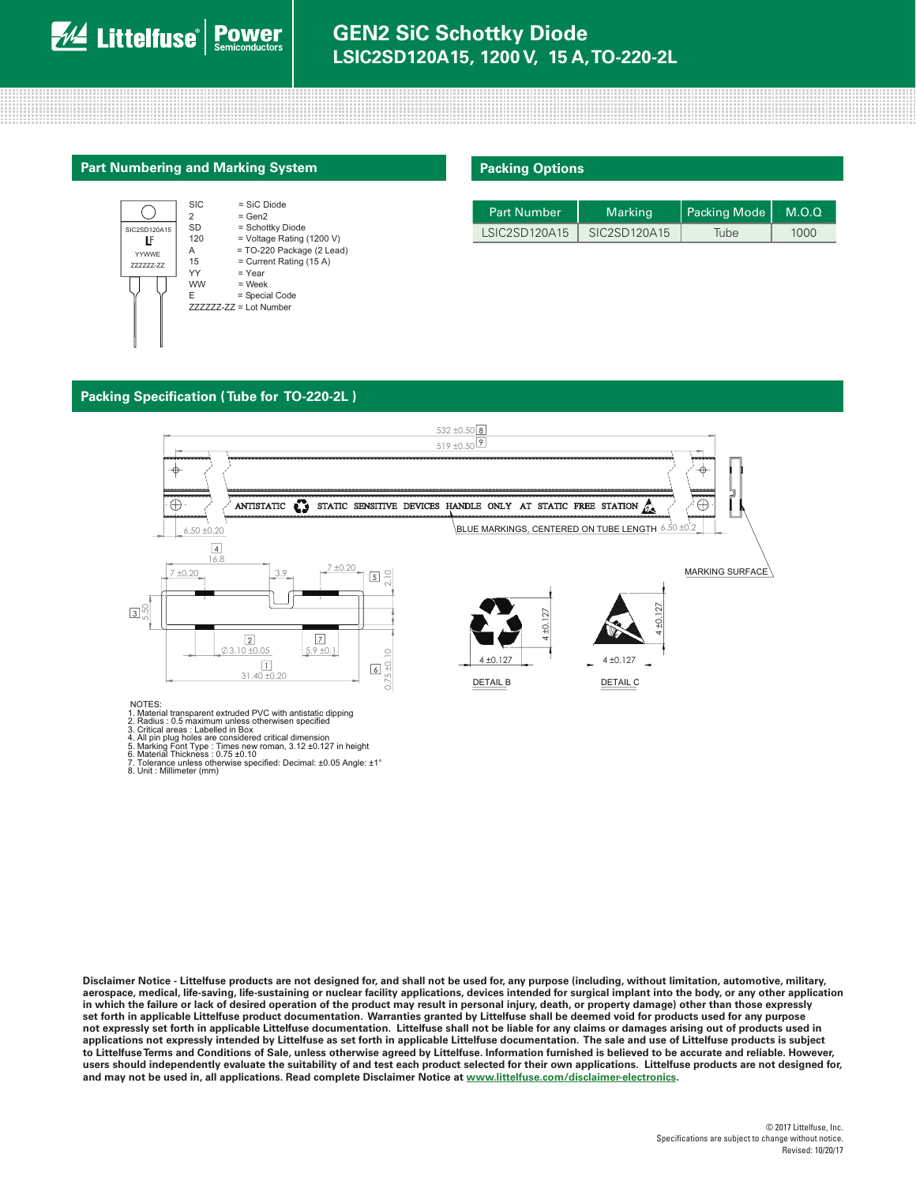## Part Numbering and Marking System

SIC = SiC Diode
2 = Gen2
SD = Schottky Diode
120 = Voltage Rating (1200 V)
A = TO-220 Package (2 Lead)
15 = Current Rating (15 A)
YY = Year
WW = Week
E = Special Code
ZZZZZZ-ZZ = Lot Number

## Packing Options

| Part Number | Marking | Packing Mode | M.O.Q |
|---|---|---|---|
| LSIC2SD120A15 | SIC2SD120A15 | Tube | 1000 |

## Packing Specification ( Tube for TO-220-2L )

532 ±0.50 [8]
519 ±0.50 [9]
ANTISTATIC STATIC SENSITIVE DEVICES HANDLE ONLY AT STATIC FREE STATION
6.50 ±0.20
BLUE MARKINGS, CENTERED ON TUBE LENGTH 6.50 ±0.2
MARKING SURFACE
[4] 16.8
7 ±0.20
3.9
7 ±0.20
[5] 2.10
[3] 5.50
[2] ∅3.10 ±0.05
[7] 5.9 ±0.1
[1] 31.40 ±0.20
[6] 0.75 ±0.10
4 ±0.127
4 ±0.127
DETAIL B
4 ±0.127
4 ±0.127
DETAIL C

NOTES:
1. Material transparent extruded PVC with antistatic dipping
2. Radius : 0.5 maximum unless otherwisen specified
3. Critical areas : Labelled in Box
4. All pin plug holes are considered critical dimension
5. Marking Font Type : Times new roman, 3.12 ±0.127 in height
6. Material Thickness : 0.75 ±0.10
7. Tolerance unless otherwise specified: Decimal: ±0.05 Angle: ±1°
8. Unit : Millimeter (mm)

**Disclaimer Notice - Littelfuse products are not designed for, and shall not be used for, any purpose (including, without limitation, automotive, military, aerospace, medical, life-saving, life-sustaining or nuclear facility applications, devices intended for surgical implant into the body, or any other application in which the failure or lack of desired operation of the product may result in personal injury, death, or property damage) other than those expressly set forth in applicable Littelfuse product documentation. Warranties granted by Littelfuse shall be deemed void for products used for any purpose not expressly set forth in applicable Littelfuse documentation. Littelfuse shall not be liable for any claims or damages arising out of products used in applications not expressly intended by Littelfuse as set forth in applicable Littelfuse documentation. The sale and use of Littelfuse products is subject to Littelfuse Terms and Conditions of Sale, unless otherwise agreed by Littelfuse. Information furnished is believed to be accurate and reliable. However, users should independently evaluate the suitability of and test each product selected for their own applications. Littelfuse products are not designed for, and may not be used in, all applications. Read complete Disclaimer Notice at www.littelfuse.com/disclaimer-electronics.**

© 2017 Littelfuse, Inc.
Specifications are subject to change without notice.
Revised: 10/20/17